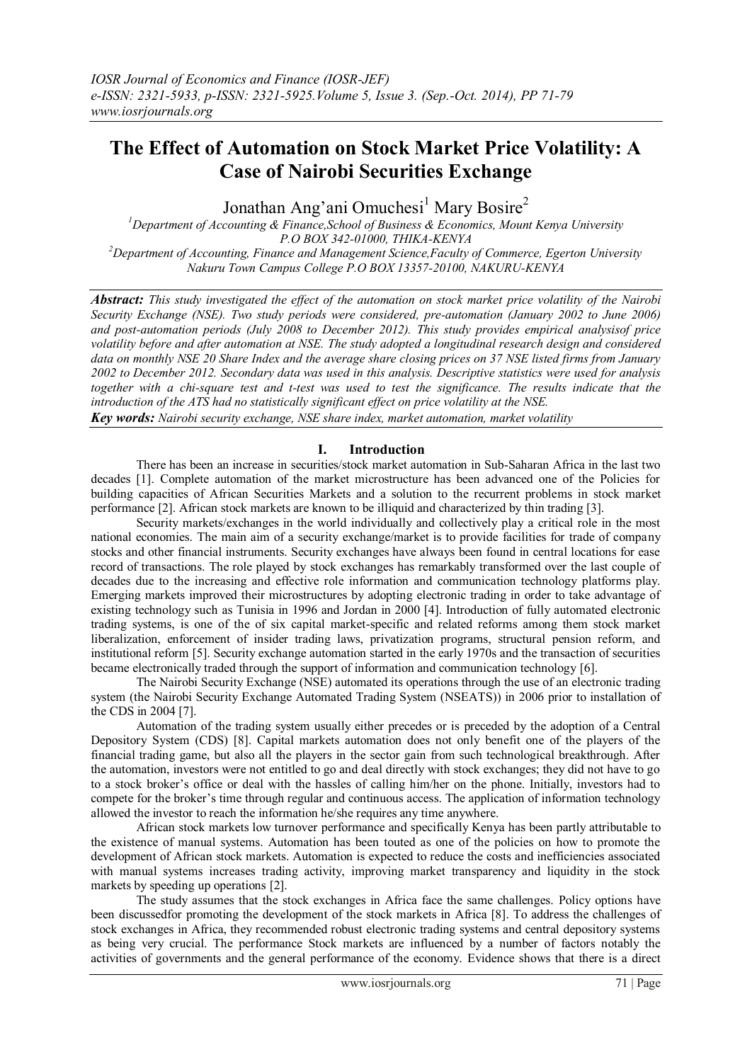# The Effect of Automation on Stock Market Price Volatility: A Case of Nairobi Securities Exchange

Jonathan Ang'ani Omuchesi[1] Mary Bosire[2]

[1]*Department of Accounting & Finance,School of Business & Economics, Mount Kenya University P.O BOX 342-01000, THIKA-KENYA*

[2]*Department of Accounting, Finance and Management Science,Faculty of Commerce, Egerton University Nakuru Town Campus College P.O BOX 13357-20100, NAKURU-KENYA*

***Abstract:*** *This study investigated the effect of the automation on stock market price volatility of the Nairobi Security Exchange (NSE). Two study periods were considered, pre-automation (January 2002 to June 2006) and post-automation periods (July 2008 to December 2012). This study provides empirical analysisof price volatility before and after automation at NSE. The study adopted a longitudinal research design and considered data on monthly NSE 20 Share Index and the average share closing prices on 37 NSE listed firms from January 2002 to December 2012. Secondary data was used in this analysis. Descriptive statistics were used for analysis together with a chi-square test and t-test was used to test the significance. The results indicate that the introduction of the ATS had no statistically significant effect on price volatility at the NSE.*

***Key words:*** *Nairobi security exchange, NSE share index, market automation, market volatility*

## I. Introduction

There has been an increase in securities/stock market automation in Sub-Saharan Africa in the last two decades [1]. Complete automation of the market microstructure has been advanced one of the Policies for building capacities of African Securities Markets and a solution to the recurrent problems in stock market performance [2]. African stock markets are known to be illiquid and characterized by thin trading [3].

Security markets/exchanges in the world individually and collectively play a critical role in the most national economies. The main aim of a security exchange/market is to provide facilities for trade of company stocks and other financial instruments. Security exchanges have always been found in central locations for ease record of transactions. The role played by stock exchanges has remarkably transformed over the last couple of decades due to the increasing and effective role information and communication technology platforms play. Emerging markets improved their microstructures by adopting electronic trading in order to take advantage of existing technology such as Tunisia in 1996 and Jordan in 2000 [4]. Introduction of fully automated electronic trading systems, is one of the of six capital market-specific and related reforms among them stock market liberalization, enforcement of insider trading laws, privatization programs, structural pension reform, and institutional reform [5]. Security exchange automation started in the early 1970s and the transaction of securities became electronically traded through the support of information and communication technology [6].

The Nairobi Security Exchange (NSE) automated its operations through the use of an electronic trading system (the Nairobi Security Exchange Automated Trading System (NSEATS)) in 2006 prior to installation of the CDS in 2004 [7].

Automation of the trading system usually either precedes or is preceded by the adoption of a Central Depository System (CDS) [8]. Capital markets automation does not only benefit one of the players of the financial trading game, but also all the players in the sector gain from such technological breakthrough. After the automation, investors were not entitled to go and deal directly with stock exchanges; they did not have to go to a stock broker's office or deal with the hassles of calling him/her on the phone. Initially, investors had to compete for the broker's time through regular and continuous access. The application of information technology allowed the investor to reach the information he/she requires any time anywhere.

African stock markets low turnover performance and specifically Kenya has been partly attributable to the existence of manual systems. Automation has been touted as one of the policies on how to promote the development of African stock markets. Automation is expected to reduce the costs and inefficiencies associated with manual systems increases trading activity, improving market transparency and liquidity in the stock markets by speeding up operations [2].

The study assumes that the stock exchanges in Africa face the same challenges. Policy options have been discussedfor promoting the development of the stock markets in Africa [8]. To address the challenges of stock exchanges in Africa, they recommended robust electronic trading systems and central depository systems as being very crucial. The performance Stock markets are influenced by a number of factors notably the activities of governments and the general performance of the economy. Evidence shows that there is a direct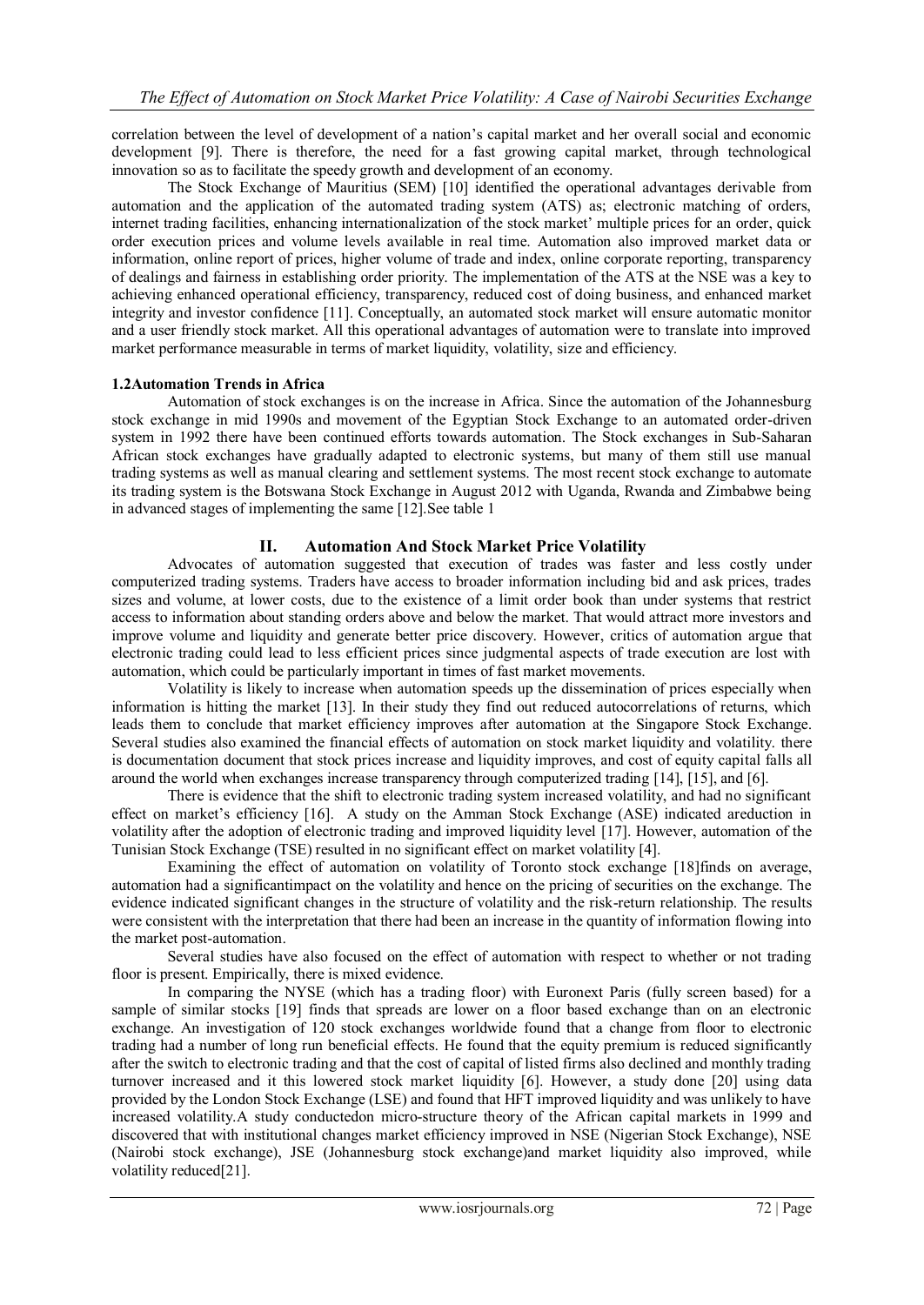correlation between the level of development of a nation's capital market and her overall social and economic development [9]. There is therefore, the need for a fast growing capital market, through technological innovation so as to facilitate the speedy growth and development of an economy.

The Stock Exchange of Mauritius (SEM) [10] identified the operational advantages derivable from automation and the application of the automated trading system (ATS) as; electronic matching of orders, internet trading facilities, enhancing internationalization of the stock market' multiple prices for an order, quick order execution prices and volume levels available in real time. Automation also improved market data or information, online report of prices, higher volume of trade and index, online corporate reporting, transparency of dealings and fairness in establishing order priority. The implementation of the ATS at the NSE was a key to achieving enhanced operational efficiency, transparency, reduced cost of doing business, and enhanced market integrity and investor confidence [11]. Conceptually, an automated stock market will ensure automatic monitor and a user friendly stock market. All this operational advantages of automation were to translate into improved market performance measurable in terms of market liquidity, volatility, size and efficiency.

### 1.2Automation Trends in Africa

Automation of stock exchanges is on the increase in Africa. Since the automation of the Johannesburg stock exchange in mid 1990s and movement of the Egyptian Stock Exchange to an automated order-driven system in 1992 there have been continued efforts towards automation. The Stock exchanges in Sub-Saharan African stock exchanges have gradually adapted to electronic systems, but many of them still use manual trading systems as well as manual clearing and settlement systems. The most recent stock exchange to automate its trading system is the Botswana Stock Exchange in August 2012 with Uganda, Rwanda and Zimbabwe being in advanced stages of implementing the same [12].See table 1

## II. Automation And Stock Market Price Volatility

Advocates of automation suggested that execution of trades was faster and less costly under computerized trading systems. Traders have access to broader information including bid and ask prices, trades sizes and volume, at lower costs, due to the existence of a limit order book than under systems that restrict access to information about standing orders above and below the market. That would attract more investors and improve volume and liquidity and generate better price discovery. However, critics of automation argue that electronic trading could lead to less efficient prices since judgmental aspects of trade execution are lost with automation, which could be particularly important in times of fast market movements.

Volatility is likely to increase when automation speeds up the dissemination of prices especially when information is hitting the market [13]. In their study they find out reduced autocorrelations of returns, which leads them to conclude that market efficiency improves after automation at the Singapore Stock Exchange. Several studies also examined the financial effects of automation on stock market liquidity and volatility. there is documentation document that stock prices increase and liquidity improves, and cost of equity capital falls all around the world when exchanges increase transparency through computerized trading [14], [15], and [6].

There is evidence that the shift to electronic trading system increased volatility, and had no significant effect on market's efficiency [16]. A study on the Amman Stock Exchange (ASE) indicated areduction in volatility after the adoption of electronic trading and improved liquidity level [17]. However, automation of the Tunisian Stock Exchange (TSE) resulted in no significant effect on market volatility [4].

Examining the effect of automation on volatility of Toronto stock exchange [18]finds on average, automation had a significantimpact on the volatility and hence on the pricing of securities on the exchange. The evidence indicated significant changes in the structure of volatility and the risk-return relationship. The results were consistent with the interpretation that there had been an increase in the quantity of information flowing into the market post-automation.

Several studies have also focused on the effect of automation with respect to whether or not trading floor is present. Empirically, there is mixed evidence.

In comparing the NYSE (which has a trading floor) with Euronext Paris (fully screen based) for a sample of similar stocks [19] finds that spreads are lower on a floor based exchange than on an electronic exchange. An investigation of 120 stock exchanges worldwide found that a change from floor to electronic trading had a number of long run beneficial effects. He found that the equity premium is reduced significantly after the switch to electronic trading and that the cost of capital of listed firms also declined and monthly trading turnover increased and it this lowered stock market liquidity [6]. However, a study done [20] using data provided by the London Stock Exchange (LSE) and found that HFT improved liquidity and was unlikely to have increased volatility.A study conductedon micro-structure theory of the African capital markets in 1999 and discovered that with institutional changes market efficiency improved in NSE (Nigerian Stock Exchange), NSE (Nairobi stock exchange), JSE (Johannesburg stock exchange)and market liquidity also improved, while volatility reduced[21].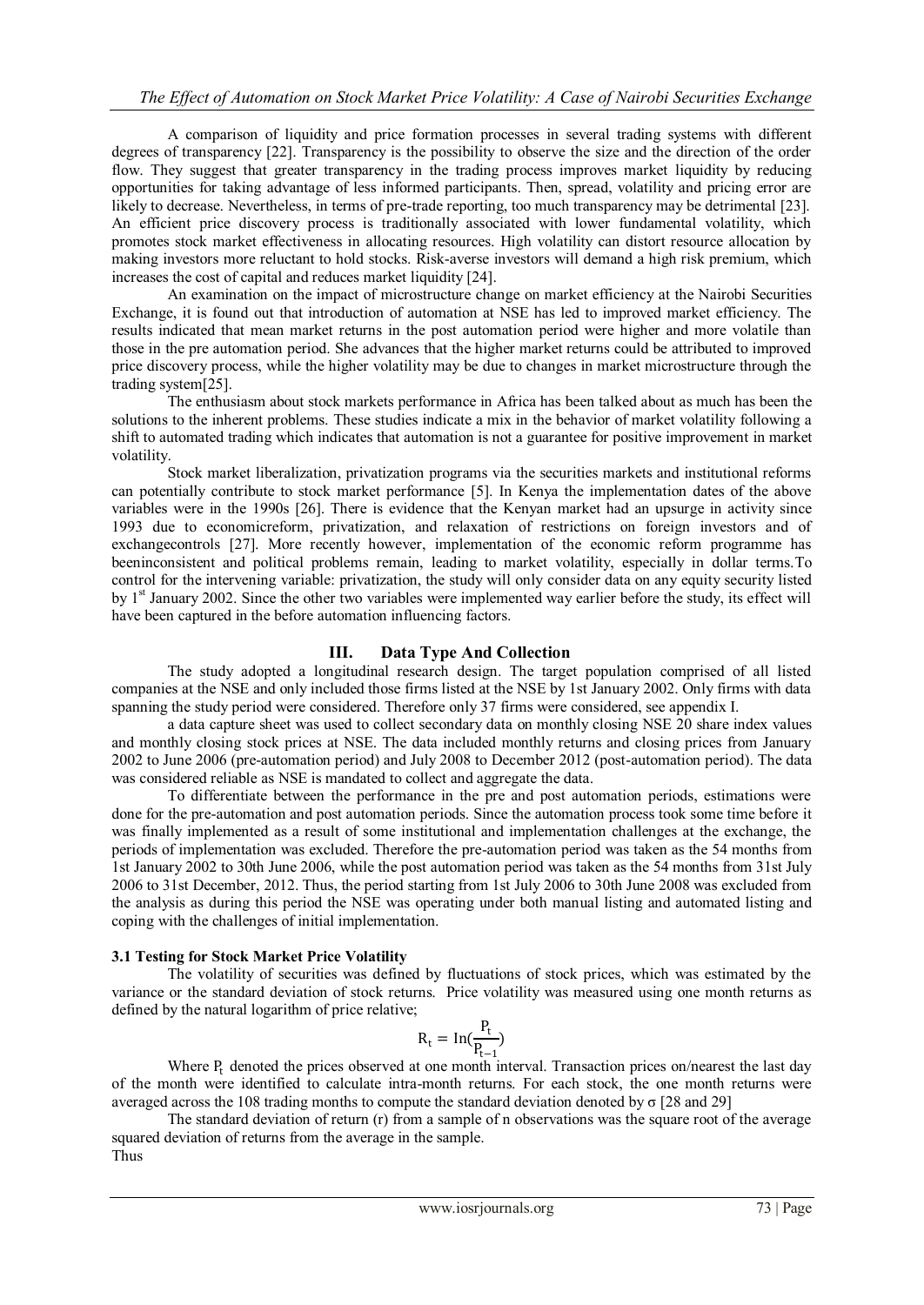A comparison of liquidity and price formation processes in several trading systems with different degrees of transparency [22]. Transparency is the possibility to observe the size and the direction of the order flow. They suggest that greater transparency in the trading process improves market liquidity by reducing opportunities for taking advantage of less informed participants. Then, spread, volatility and pricing error are likely to decrease. Nevertheless, in terms of pre-trade reporting, too much transparency may be detrimental [23]. An efficient price discovery process is traditionally associated with lower fundamental volatility, which promotes stock market effectiveness in allocating resources. High volatility can distort resource allocation by making investors more reluctant to hold stocks. Risk-averse investors will demand a high risk premium, which increases the cost of capital and reduces market liquidity [24].

An examination on the impact of microstructure change on market efficiency at the Nairobi Securities Exchange, it is found out that introduction of automation at NSE has led to improved market efficiency. The results indicated that mean market returns in the post automation period were higher and more volatile than those in the pre automation period. She advances that the higher market returns could be attributed to improved price discovery process, while the higher volatility may be due to changes in market microstructure through the trading system[25].

The enthusiasm about stock markets performance in Africa has been talked about as much has been the solutions to the inherent problems. These studies indicate a mix in the behavior of market volatility following a shift to automated trading which indicates that automation is not a guarantee for positive improvement in market volatility.

Stock market liberalization, privatization programs via the securities markets and institutional reforms can potentially contribute to stock market performance [5]. In Kenya the implementation dates of the above variables were in the 1990s [26]. There is evidence that the Kenyan market had an upsurge in activity since 1993 due to economicreform, privatization, and relaxation of restrictions on foreign investors and of exchangecontrols [27]. More recently however, implementation of the economic reform programme has beeninconsistent and political problems remain, leading to market volatility, especially in dollar terms.To control for the intervening variable: privatization, the study will only consider data on any equity security listed by 1st January 2002. Since the other two variables were implemented way earlier before the study, its effect will have been captured in the before automation influencing factors.

## III. Data Type And Collection

The study adopted a longitudinal research design. The target population comprised of all listed companies at the NSE and only included those firms listed at the NSE by 1st January 2002. Only firms with data spanning the study period were considered. Therefore only 37 firms were considered, see appendix I.

a data capture sheet was used to collect secondary data on monthly closing NSE 20 share index values and monthly closing stock prices at NSE. The data included monthly returns and closing prices from January 2002 to June 2006 (pre-automation period) and July 2008 to December 2012 (post-automation period). The data was considered reliable as NSE is mandated to collect and aggregate the data.

To differentiate between the performance in the pre and post automation periods, estimations were done for the pre-automation and post automation periods. Since the automation process took some time before it was finally implemented as a result of some institutional and implementation challenges at the exchange, the periods of implementation was excluded. Therefore the pre-automation period was taken as the 54 months from 1st January 2002 to 30th June 2006, while the post automation period was taken as the 54 months from 31st July 2006 to 31st December, 2012. Thus, the period starting from 1st July 2006 to 30th June 2008 was excluded from the analysis as during this period the NSE was operating under both manual listing and automated listing and coping with the challenges of initial implementation.

### 3.1 Testing for Stock Market Price Volatility

The volatility of securities was defined by fluctuations of stock prices, which was estimated by the variance or the standard deviation of stock returns. Price volatility was measured using one month returns as defined by the natural logarithm of price relative;

$$R_t = \text{In}\left(\frac{P_t}{P_{t-1}}\right)$$

Where $P_t$ denoted the prices observed at one month interval. Transaction prices on/nearest the last day of the month were identified to calculate intra-month returns. For each stock, the one month returns were averaged across the 108 trading months to compute the standard deviation denoted by σ [28 and 29]

The standard deviation of return (r) from a sample of n observations was the square root of the average squared deviation of returns from the average in the sample.

Thus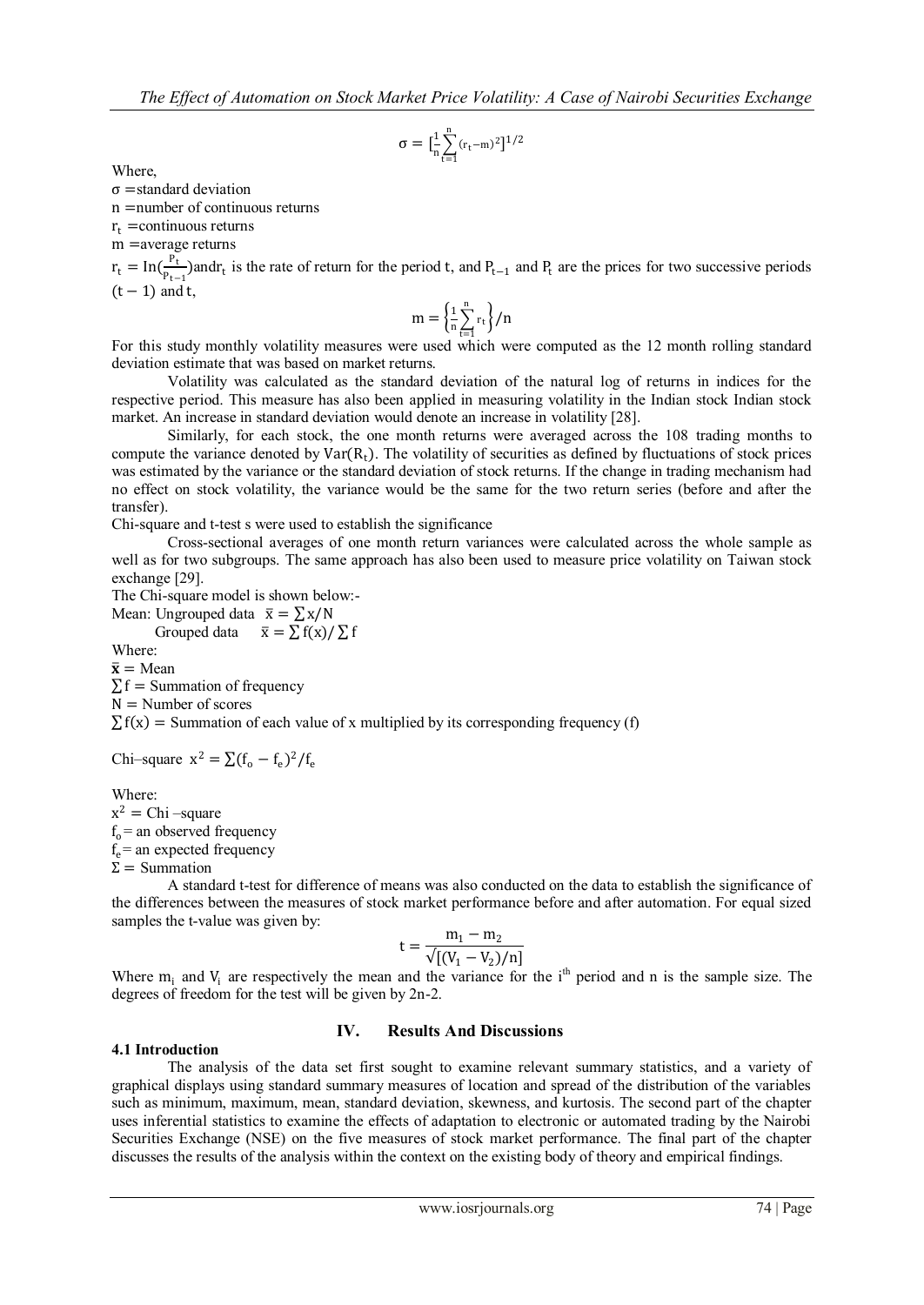$$\sigma = [\frac{1}{n}\sum_{t=1}^{n}(r_t - m)^2]^{1/2}$$

Where,

$\sigma$ =standard deviation

n =number of continuous returns

$r_t$ =continuous returns

m =average returns

$r_t = \ln(\frac{P_t}{P_{t-1}})$and$r_t$ is the rate of return for the period t, and $P_{t-1}$ and $P_t$ are the prices for two successive periods $(t-1)$ and t,

$$m = \left\{\frac{1}{n}\sum_{t=1}^{n} r_t\right\}/n$$

For this study monthly volatility measures were used which were computed as the 12 month rolling standard deviation estimate that was based on market returns.

Volatility was calculated as the standard deviation of the natural log of returns in indices for the respective period. This measure has also been applied in measuring volatility in the Indian stock Indian stock market. An increase in standard deviation would denote an increase in volatility [28].

Similarly, for each stock, the one month returns were averaged across the 108 trading months to compute the variance denoted by $\mathrm{Var}(R_t)$. The volatility of securities as defined by fluctuations of stock prices was estimated by the variance or the standard deviation of stock returns. If the change in trading mechanism had no effect on stock volatility, the variance would be the same for the two return series (before and after the transfer).

Chi-square and t-test s were used to establish the significance

Cross-sectional averages of one month return variances were calculated across the whole sample as well as for two subgroups. The same approach has also been used to measure price volatility on Taiwan stock exchange [29].

The Chi-square model is shown below:-

Mean: Ungrouped data $\bar{x} = \sum x/N$

Grouped data $\bar{x} = \sum f(x)/\sum f$

Where:

$\bar{x}$ = Mean

$\sum f$ = Summation of frequency

N = Number of scores

$\sum f(x)$ = Summation of each value of x multiplied by its corresponding frequency (f)

Chi–square $x^2 = \sum(f_o - f_e)^2/f_e$

Where:

$x^2$ = Chi –square

$f_o$ = an observed frequency

$f_e$ = an expected frequency

$\Sigma$ = Summation

A standard t-test for difference of means was also conducted on the data to establish the significance of the differences between the measures of stock market performance before and after automation. For equal sized samples the t-value was given by:

$$t = \frac{m_1 - m_2}{\sqrt{[(V_1 - V_2)/n]}}$$

Where $m_i$ and $V_i$ are respectively the mean and the variance for the $i^{th}$ period and n is the sample size. The degrees of freedom for the test will be given by 2n-2.

## IV. Results And Discussions

### 4.1 Introduction

The analysis of the data set first sought to examine relevant summary statistics, and a variety of graphical displays using standard summary measures of location and spread of the distribution of the variables such as minimum, maximum, mean, standard deviation, skewness, and kurtosis. The second part of the chapter uses inferential statistics to examine the effects of adaptation to electronic or automated trading by the Nairobi Securities Exchange (NSE) on the five measures of stock market performance. The final part of the chapter discusses the results of the analysis within the context on the existing body of theory and empirical findings.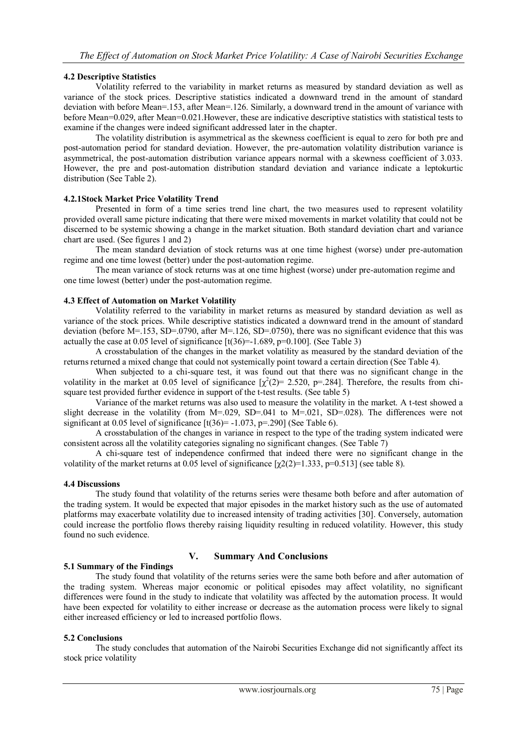### 4.2 Descriptive Statistics

Volatility referred to the variability in market returns as measured by standard deviation as well as variance of the stock prices. Descriptive statistics indicated a downward trend in the amount of standard deviation with before Mean=.153, after Mean=.126. Similarly, a downward trend in the amount of variance with before Mean=0.029, after Mean=0.021.However, these are indicative descriptive statistics with statistical tests to examine if the changes were indeed significant addressed later in the chapter.

The volatility distribution is asymmetrical as the skewness coefficient is equal to zero for both pre and post-automation period for standard deviation. However, the pre-automation volatility distribution variance is asymmetrical, the post-automation distribution variance appears normal with a skewness coefficient of 3.033. However, the pre and post-automation distribution standard deviation and variance indicate a leptokurtic distribution (See Table 2).

#### 4.2.1Stock Market Price Volatility Trend

Presented in form of a time series trend line chart, the two measures used to represent volatility provided overall same picture indicating that there were mixed movements in market volatility that could not be discerned to be systemic showing a change in the market situation. Both standard deviation chart and variance chart are used. (See figures 1 and 2)

The mean standard deviation of stock returns was at one time highest (worse) under pre-automation regime and one time lowest (better) under the post-automation regime.

The mean variance of stock returns was at one time highest (worse) under pre-automation regime and one time lowest (better) under the post-automation regime.

### 4.3 Effect of Automation on Market Volatility

Volatility referred to the variability in market returns as measured by standard deviation as well as variance of the stock prices. While descriptive statistics indicated a downward trend in the amount of standard deviation (before M=.153, SD=.0790, after M=.126, SD=.0750), there was no significant evidence that this was actually the case at 0.05 level of significance [$t(36)=-1.689$, $p=0.100$]. (See Table 3)

A crosstabulation of the changes in the market volatility as measured by the standard deviation of the returns returned a mixed change that could not systemically point toward a certain direction (See Table 4).

When subjected to a chi-square test, it was found out that there was no significant change in the volatility in the market at 0.05 level of significance [$\chi^2(2)= 2.520$, $p=.284$]. Therefore, the results from chi-square test provided further evidence in support of the t-test results. (See table 5)

Variance of the market returns was also used to measure the volatility in the market. A t-test showed a slight decrease in the volatility (from M=.029, SD=.041 to M=.021, SD=.028). The differences were not significant at 0.05 level of significance [$t(36)= -1.073$, $p=.290$] (See Table 6).

A crosstabulation of the changes in variance in respect to the type of the trading system indicated were consistent across all the volatility categories signaling no significant changes. (See Table 7)

A chi-square test of independence confirmed that indeed there were no significant change in the volatility of the market returns at 0.05 level of significance [$\chi2(2)=1.333$, $p=0.513$] (see table 8).

### 4.4 Discussions

The study found that volatility of the returns series were thesame both before and after automation of the trading system. It would be expected that major episodes in the market history such as the use of automated platforms may exacerbate volatility due to increased intensity of trading activities [30]. Conversely, automation could increase the portfolio flows thereby raising liquidity resulting in reduced volatility. However, this study found no such evidence.

## V. Summary And Conclusions

### 5.1 Summary of the Findings

The study found that volatility of the returns series were the same both before and after automation of the trading system. Whereas major economic or political episodes may affect volatility, no significant differences were found in the study to indicate that volatility was affected by the automation process. It would have been expected for volatility to either increase or decrease as the automation process were likely to signal either increased efficiency or led to increased portfolio flows.

### 5.2 Conclusions

The study concludes that automation of the Nairobi Securities Exchange did not significantly affect its stock price volatility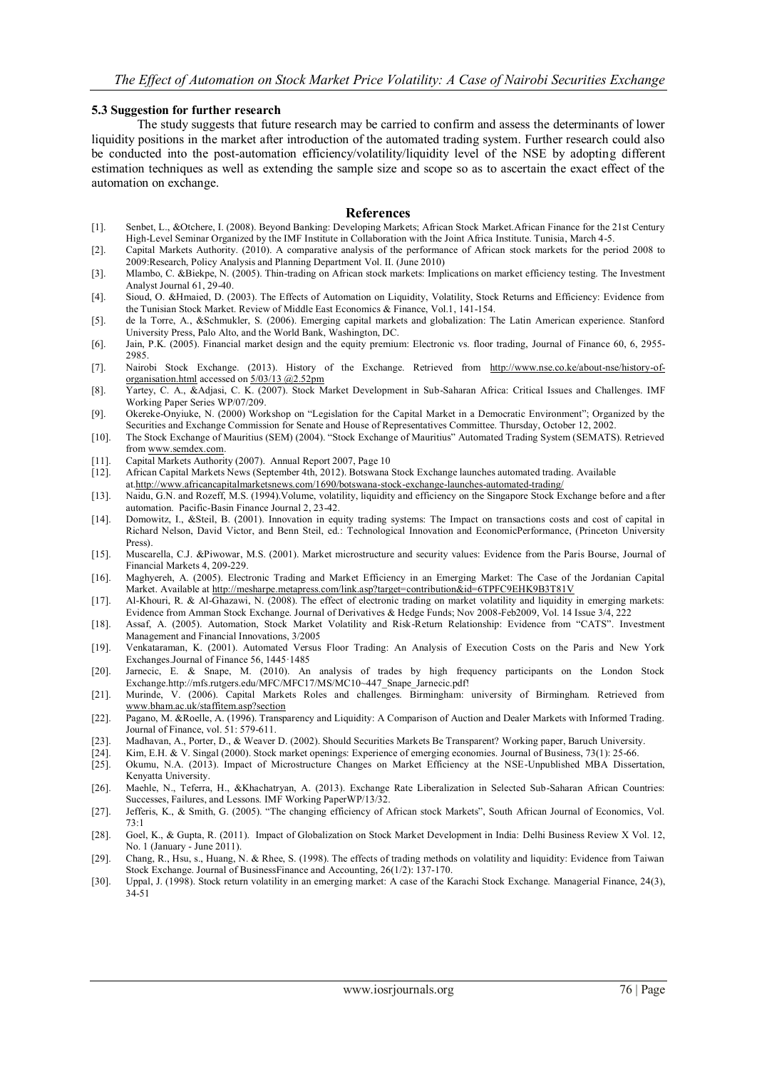### 5.3 Suggestion for further research

The study suggests that future research may be carried to confirm and assess the determinants of lower liquidity positions in the market after introduction of the automated trading system. Further research could also be conducted into the post-automation efficiency/volatility/liquidity level of the NSE by adopting different estimation techniques as well as extending the sample size and scope so as to ascertain the exact effect of the automation on exchange.

## References

[1]. Senbet, L., &Otchere, I. (2008). Beyond Banking: Developing Markets; African Stock Market.African Finance for the 21st Century High-Level Seminar Organized by the IMF Institute in Collaboration with the Joint Africa Institute. Tunisia, March 4-5.

[2]. Capital Markets Authority. (2010). A comparative analysis of the performance of African stock markets for the period 2008 to 2009:Research, Policy Analysis and Planning Department Vol. II. (June 2010)

[3]. Mlambo, C. &Biekpe, N. (2005). Thin-trading on African stock markets: Implications on market efficiency testing. The Investment Analyst Journal 61, 29-40.

[4]. Sioud, O. &Hmaied, D. (2003). The Effects of Automation on Liquidity, Volatility, Stock Returns and Efficiency: Evidence from the Tunisian Stock Market. Review of Middle East Economics & Finance, Vol.1, 141-154.

[5]. de la Torre, A., &Schmukler, S. (2006). Emerging capital markets and globalization: The Latin American experience. Stanford University Press, Palo Alto, and the World Bank, Washington, DC.

[6]. Jain, P.K. (2005). Financial market design and the equity premium: Electronic vs. floor trading, Journal of Finance 60, 6, 2955-2985.

[7]. Nairobi Stock Exchange. (2013). History of the Exchange. Retrieved from http://www.nse.co.ke/about-nse/history-of-organisation.html accessed on 5/03/13 @2.52pm

[8]. Yartey, C. A., &Adjasi, C. K. (2007). Stock Market Development in Sub-Saharan Africa: Critical Issues and Challenges. IMF Working Paper Series WP/07/209.

[9]. Okereke-Onyiuke, N. (2000) Workshop on "Legislation for the Capital Market in a Democratic Environment"; Organized by the Securities and Exchange Commission for Senate and House of Representatives Committee. Thursday, October 12, 2002.

[10]. The Stock Exchange of Mauritius (SEM) (2004). "Stock Exchange of Mauritius" Automated Trading System (SEMATS). Retrieved from www.semdex.com.

[11]. Capital Markets Authority (2007). Annual Report 2007, Page 10

[12]. African Capital Markets News (September 4th, 2012). Botswana Stock Exchange launches automated trading. Available at.http://www.africancapitalmarketsnews.com/1690/botswana-stock-exchange-launches-automated-trading/

[13]. Naidu, G.N. and Rozeff, M.S. (1994).Volume, volatility, liquidity and efficiency on the Singapore Stock Exchange before and after automation. Pacific-Basin Finance Journal 2, 23-42.

[14]. Domowitz, I., &Steil, B. (2001). Innovation in equity trading systems: The Impact on transactions costs and cost of capital in Richard Nelson, David Victor, and Benn Steil, ed.: Technological Innovation and EconomicPerformance, (Princeton University Press).

[15]. Muscarella, C.J. &Piwowar, M.S. (2001). Market microstructure and security values: Evidence from the Paris Bourse, Journal of Financial Markets 4, 209-229.

[16]. Maghyereh, A. (2005). Electronic Trading and Market Efficiency in an Emerging Market: The Case of the Jordanian Capital Market. Available at http://mesharpe.metapress.com/link.asp?target=contribution&id=6TPFC9EHK9B3T81V

[17]. Al-Khouri, R. & Al-Ghazawi, N. (2008). The effect of electronic trading on market volatility and liquidity in emerging markets: Evidence from Amman Stock Exchange. Journal of Derivatives & Hedge Funds; Nov 2008-Feb2009, Vol. 14 Issue 3/4, 222

[18]. Assaf, A. (2005). Automation, Stock Market Volatility and Risk-Return Relationship: Evidence from "CATS". Investment Management and Financial Innovations, 3/2005

[19]. Venkataraman, K. (2001). Automated Versus Floor Trading: An Analysis of Execution Costs on the Paris and New York Exchanges.Journal of Finance 56, 1445-1485

[20]. Jarnecic, E. & Snape, M. (2010). An analysis of trades by high frequency participants on the London Stock Exchange.http://mfs.rutgers.edu/MFC/MFC17/MS/MC10~447_Snape_Jarnecic.pdf!

[21]. Murinde, V. (2006). Capital Markets Roles and challenges. Birmingham: university of Birmingham. Retrieved from www.bham.ac.uk/staffitem.asp?section

[22]. Pagano, M. &Roelle, A. (1996). Transparency and Liquidity: A Comparison of Auction and Dealer Markets with Informed Trading. Journal of Finance, vol. 51: 579-611.

[23]. Madhavan, A., Porter, D., & Weaver D. (2002). Should Securities Markets Be Transparent? Working paper, Baruch University.

[24]. Kim, E.H. & V. Singal (2000). Stock market openings: Experience of emerging economies. Journal of Business, 73(1): 25-66.

[25]. Okumu, N.A. (2013). Impact of Microstructure Changes on Market Efficiency at the NSE-Unpublished MBA Dissertation, Kenyatta University.

[26]. Maehle, N., Teferra, H., &Khachatryan, A. (2013). Exchange Rate Liberalization in Selected Sub-Saharan African Countries: Successes, Failures, and Lessons. IMF Working PaperWP/13/32.

[27]. Jefferis, K., & Smith, G. (2005). "The changing efficiency of African stock Markets", South African Journal of Economics, Vol. 73:1

[28]. Goel, K., & Gupta, R. (2011). Impact of Globalization on Stock Market Development in India: Delhi Business Review X Vol. 12, No. 1 (January - June 2011).

[29]. Chang, R., Hsu, s., Huang, N. & Rhee, S. (1998). The effects of trading methods on volatility and liquidity: Evidence from Taiwan Stock Exchange. Journal of BusinessFinance and Accounting, 26(1/2): 137-170.

[30]. Uppal, J. (1998). Stock return volatility in an emerging market: A case of the Karachi Stock Exchange. Managerial Finance, 24(3), 34-51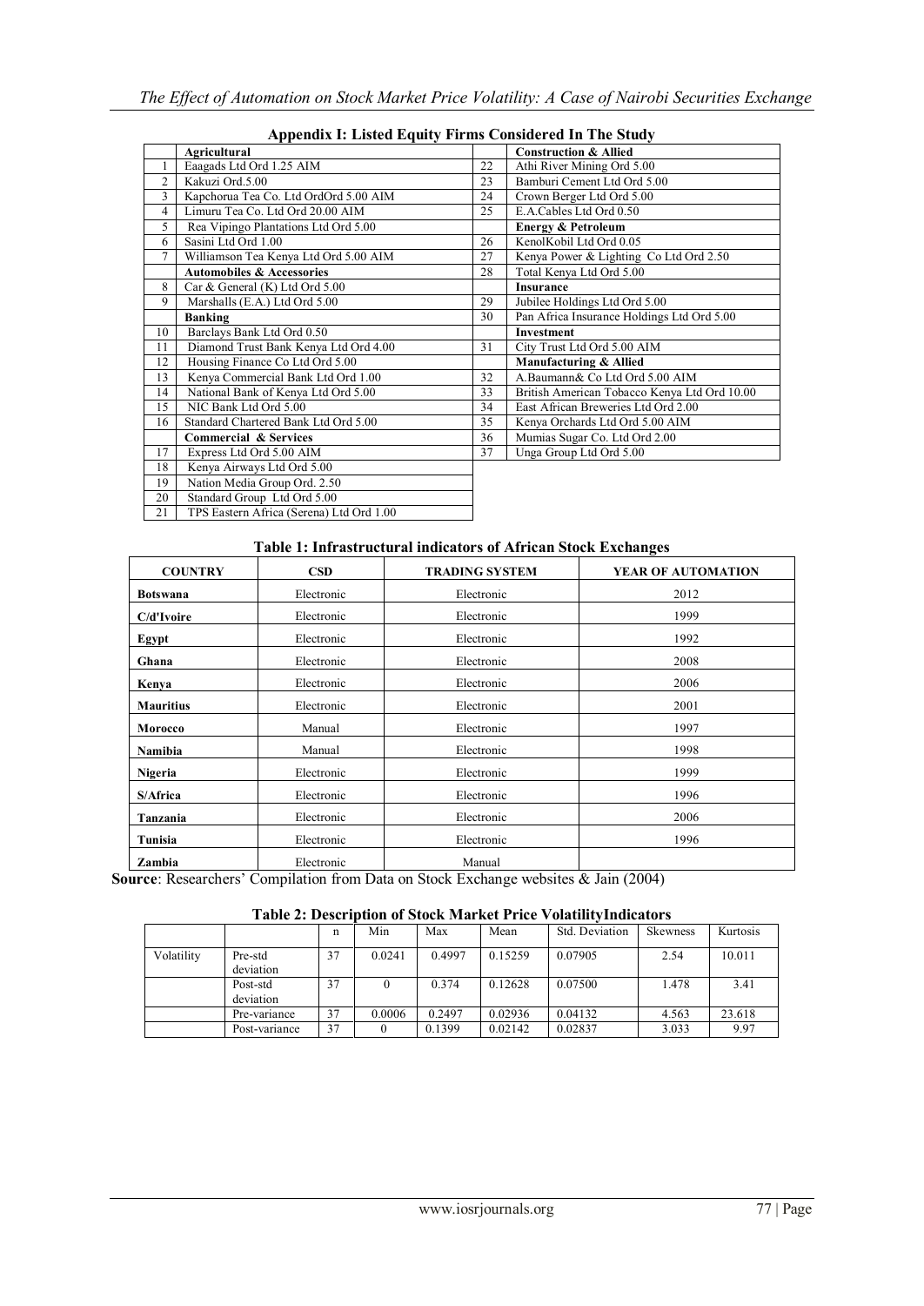### Appendix I: Listed Equity Firms Considered In The Study

| | **Agricultural** | | **Construction & Allied** |
|---|---|---|---|
| 1 | Eaagads Ltd Ord 1.25 AIM | 22 | Athi River Mining Ord 5.00 |
| 2 | Kakuzi Ord.5.00 | 23 | Bamburi Cement Ltd Ord 5.00 |
| 3 | Kapchorua Tea Co. Ltd OrdOrd 5.00 AIM | 24 | Crown Berger Ltd Ord 5.00 |
| 4 | Limuru Tea Co. Ltd Ord 20.00 AIM | 25 | E.A.Cables Ltd Ord 0.50 |
| 5 | Rea Vipingo Plantations Ltd Ord 5.00 | | **Energy & Petroleum** |
| 6 | Sasini Ltd Ord 1.00 | 26 | KenolKobil Ltd Ord 0.05 |
| 7 | Williamson Tea Kenya Ltd Ord 5.00 AIM | 27 | Kenya Power & Lighting Co Ltd Ord 2.50 |
| | **Automobiles & Accessories** | 28 | Total Kenya Ltd Ord 5.00 |
| 8 | Car & General (K) Ltd Ord 5.00 | | **Insurance** |
| 9 | Marshalls (E.A.) Ltd Ord 5.00 | 29 | Jubilee Holdings Ltd Ord 5.00 |
| | **Banking** | 30 | Pan Africa Insurance Holdings Ltd Ord 5.00 |
| 10 | Barclays Bank Ltd Ord 0.50 | | **Investment** |
| 11 | Diamond Trust Bank Kenya Ltd Ord 4.00 | 31 | City Trust Ltd Ord 5.00 AIM |
| 12 | Housing Finance Co Ltd Ord 5.00 | | **Manufacturing & Allied** |
| 13 | Kenya Commercial Bank Ltd Ord 1.00 | 32 | A.Baumann& Co Ltd Ord 5.00 AIM |
| 14 | National Bank of Kenya Ltd Ord 5.00 | 33 | British American Tobacco Kenya Ltd Ord 10.00 |
| 15 | NIC Bank Ltd Ord 5.00 | 34 | East African Breweries Ltd Ord 2.00 |
| 16 | Standard Chartered Bank Ltd Ord 5.00 | 35 | Kenya Orchards Ltd Ord 5.00 AIM |
| | **Commercial & Services** | 36 | Mumias Sugar Co. Ltd Ord 2.00 |
| 17 | Express Ltd Ord 5.00 AIM | 37 | Unga Group Ltd Ord 5.00 |
| 18 | Kenya Airways Ltd Ord 5.00 | | |
| 19 | Nation Media Group Ord. 2.50 | | |
| 20 | Standard Group Ltd Ord 5.00 | | |
| 21 | TPS Eastern Africa (Serena) Ltd Ord 1.00 | | |

### Table 1: Infrastructural indicators of African Stock Exchanges

| COUNTRY | CSD | TRADING SYSTEM | YEAR OF AUTOMATION |
|---|---|---|---|
| **Botswana** | Electronic | Electronic | 2012 |
| **C/d'Ivoire** | Electronic | Electronic | 1999 |
| **Egypt** | Electronic | Electronic | 1992 |
| **Ghana** | Electronic | Electronic | 2008 |
| **Kenya** | Electronic | Electronic | 2006 |
| **Mauritius** | Electronic | Electronic | 2001 |
| **Morocco** | Manual | Electronic | 1997 |
| **Namibia** | Manual | Electronic | 1998 |
| **Nigeria** | Electronic | Electronic | 1999 |
| **S/Africa** | Electronic | Electronic | 1996 |
| **Tanzania** | Electronic | Electronic | 2006 |
| **Tunisia** | Electronic | Electronic | 1996 |
| **Zambia** | Electronic | Manual | |

**Source**: Researchers' Compilation from Data on Stock Exchange websites & Jain (2004)

### Table 2: Description of Stock Market Price VolatilityIndicators

| | | n | Min | Max | Mean | Std. Deviation | Skewness | Kurtosis |
|---|---|---|---|---|---|---|---|---|
| Volatility | Pre-std deviation | 37 | 0.0241 | 0.4997 | 0.15259 | 0.07905 | 2.54 | 10.011 |
| | Post-std deviation | 37 | 0 | 0.374 | 0.12628 | 0.07500 | 1.478 | 3.41 |
| | Pre-variance | 37 | 0.0006 | 0.2497 | 0.02936 | 0.04132 | 4.563 | 23.618 |
| | Post-variance | 37 | 0 | 0.1399 | 0.02142 | 0.02837 | 3.033 | 9.97 |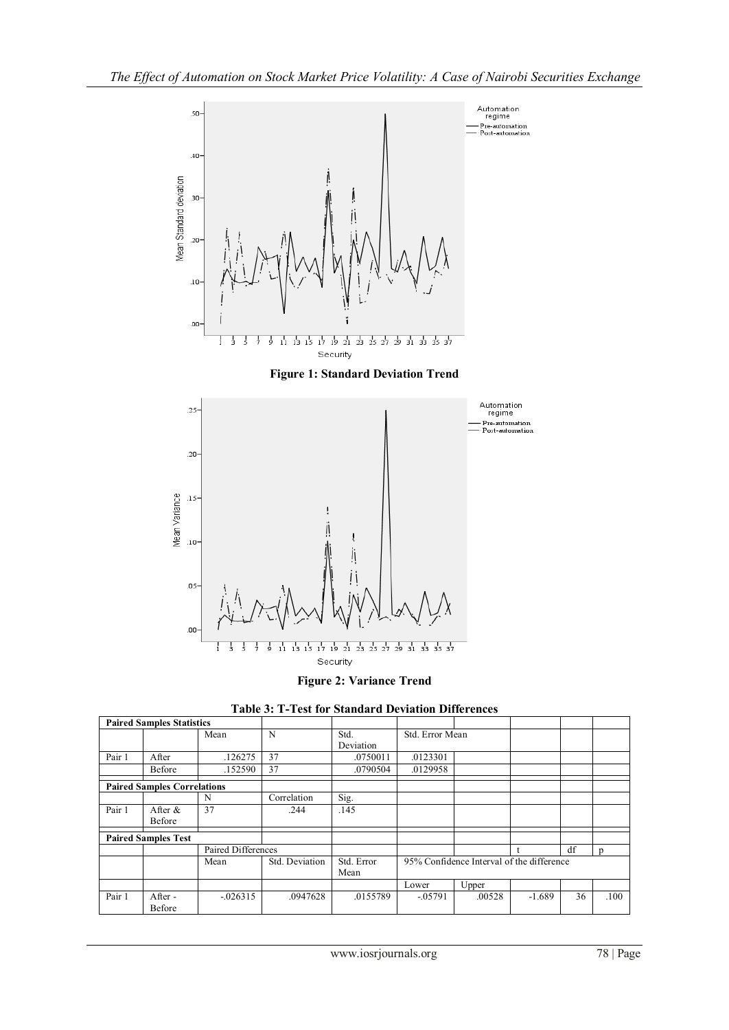**Figure 1: Standard Deviation Trend**

**Figure 2: Variance Trend**

**Table 3: T-Test for Standard Deviation Differences**

| **Paired Samples Statistics** | | | | | | | | | |
|---|---|---|---|---|---|---|---|---|---|
| | | Mean | N | Std. Deviation | Std. Error Mean | | | | |
| Pair 1 | After | .126275 | 37 | .0750011 | .0123301 | | | | |
| | Before | .152590 | 37 | .0790504 | .0129958 | | | | |
| **Paired Samples Correlations** | | | | | | | | | |
| | | N | Correlation | Sig. | | | | | |
| Pair 1 | After & Before | 37 | .244 | .145 | | | | | |
| **Paired Samples Test** | | | | | | | | | |
| | | Paired Differences | | | | | t | df | p |
| | | Mean | Std. Deviation | Std. Error Mean | 95% Confidence Interval of the difference | | | | |
| | | | | | Lower | Upper | | | |
| Pair 1 | After - Before | -.026315 | .0947628 | .0155789 | -.05791 | .00528 | -1.689 | 36 | .100 |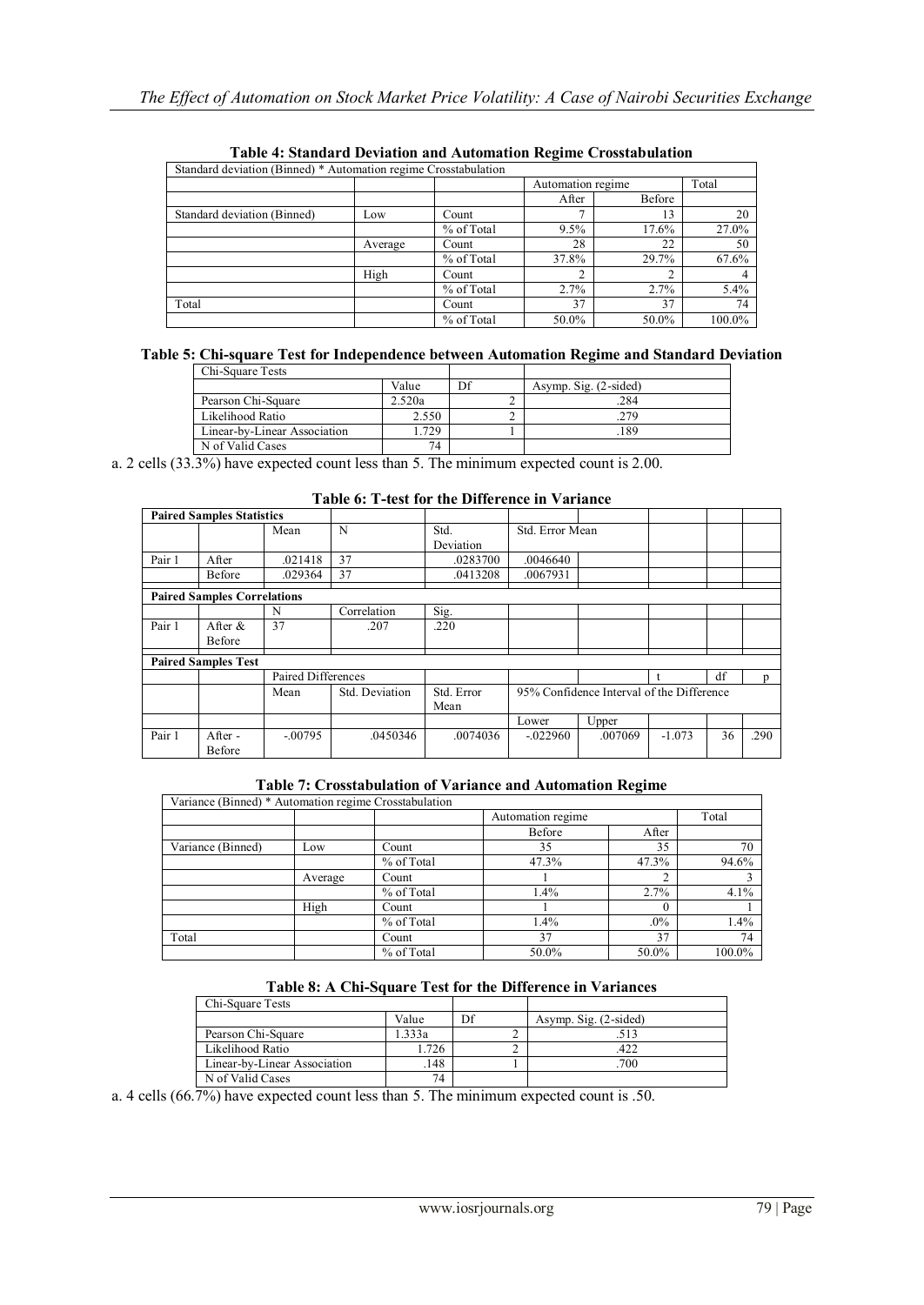**Table 4: Standard Deviation and Automation Regime Crosstabulation**

| Standard deviation (Binned) * Automation regime Crosstabulation | | | | | |
|---|---|---|---|---|---|
| | | | Automation regime | | Total |
| | | | After | Before | |
| Standard deviation (Binned) | Low | Count | 7 | 13 | 20 |
| | | % of Total | 9.5% | 17.6% | 27.0% |
| | Average | Count | 28 | 22 | 50 |
| | | % of Total | 37.8% | 29.7% | 67.6% |
| | High | Count | 2 | 2 | 4 |
| | | % of Total | 2.7% | 2.7% | 5.4% |
| Total | | Count | 37 | 37 | 74 |
| | | % of Total | 50.0% | 50.0% | 100.0% |

**Table 5: Chi-square Test for Independence between Automation Regime and Standard Deviation**

| Chi-Square Tests | | | |
|---|---|---|---|
| | Value | Df | Asymp. Sig. (2-sided) |
| Pearson Chi-Square | 2.520a | 2 | .284 |
| Likelihood Ratio | 2.550 | 2 | .279 |
| Linear-by-Linear Association | 1.729 | 1 | .189 |
| N of Valid Cases | 74 | | |

a. 2 cells (33.3%) have expected count less than 5. The minimum expected count is 2.00.

**Table 6: T-test for the Difference in Variance**

| Paired Samples Statistics | | | | | | | | | |
|---|---|---|---|---|---|---|---|---|---|
| | | Mean | N | Std. Deviation | Std. Error Mean | | | | |
| Pair 1 | After | .021418 | 37 | .0283700 | .0046640 | | | | |
| | Before | .029364 | 37 | .0413208 | .0067931 | | | | |
| **Paired Samples Correlations** | | | | | | | | | |
| | | N | Correlation | Sig. | | | | | |
| Pair 1 | After & Before | 37 | .207 | .220 | | | | | |
| **Paired Samples Test** | | | | | | | | | |
| | | Paired Differences | | | | | t | df | p |
| | | Mean | Std. Deviation | Std. Error Mean | 95% Confidence Interval of the Difference | | | | |
| | | | | | Lower | Upper | | | |
| Pair 1 | After - Before | -.00795 | .0450346 | .0074036 | -.022960 | .007069 | -1.073 | 36 | .290 |

**Table 7: Crosstabulation of Variance and Automation Regime**

| Variance (Binned) * Automation regime Crosstabulation | | | | | |
|---|---|---|---|---|---|
| | | | Automation regime | | Total |
| | | | Before | After | |
| Variance (Binned) | Low | Count | 35 | 35 | 70 |
| | | % of Total | 47.3% | 47.3% | 94.6% |
| | Average | Count | 1 | 2 | 3 |
| | | % of Total | 1.4% | 2.7% | 4.1% |
| | High | Count | 1 | 0 | 1 |
| | | % of Total | 1.4% | .0% | 1.4% |
| Total | | Count | 37 | 37 | 74 |
| | | % of Total | 50.0% | 50.0% | 100.0% |

**Table 8: A Chi-Square Test for the Difference in Variances**

| Chi-Square Tests | | | |
|---|---|---|---|
| | Value | Df | Asymp. Sig. (2-sided) |
| Pearson Chi-Square | 1.333a | 2 | .513 |
| Likelihood Ratio | 1.726 | 2 | .422 |
| Linear-by-Linear Association | .148 | 1 | .700 |
| N of Valid Cases | 74 | | |

a. 4 cells (66.7%) have expected count less than 5. The minimum expected count is .50.